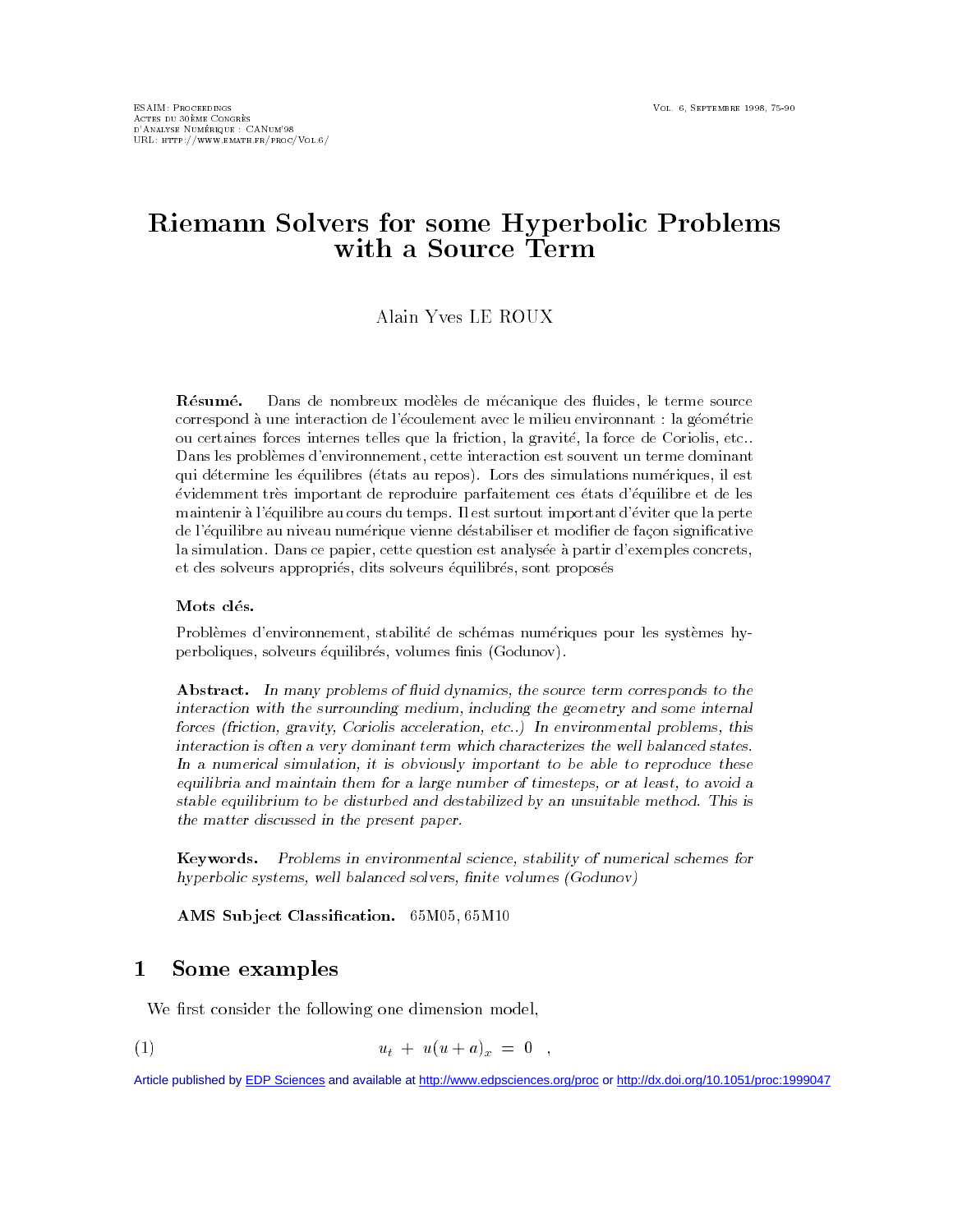# Riemann Solvers for some Hyperbolic Problems with a Source Term

Alain Yves LE ROUX

**Résumé.** Dans de nombreux modèles de mécanique des fluides, le terme source correspond à une interaction de l'écoulement avec le milieu environnant : la géométrie ou certaines forces internes telles que la friction, la gravité, la force de Coriolis, etc.. Dans les problèmes d'environnement, cette interaction est souvent un terme dominant qui détermine les équilibres (états au repos). Lors des simulations numériques, il est évidemment très important de reproduire parfaitement ces états d'équilibre et de les maintenir à l'équilibre au cours du temps. Il est surtout important d'éviter que la perte de l'équilibre au niveau numérique vienne déstabiliser et modifier de façon significative la simulation. Dans ce papier, cette question est analysée à partir d'exemples concrets, et des solveurs appropriés, dits solveurs équilibrés, sont proposés

**Mots clés.**

Problèmes d'environnement, stabilité de schémas numériques pour les systèmes hyperboliques, solveurs équilibrés, volumes finis (Godunov).

**Abstract.** *In many problems of fluid dynamics, the source term corresponds to the interaction with the surrounding medium, including the geometry and some internal forces (friction, gravity, Coriolis acceleration, etc..) In environmental problems, this interaction is often a very dominant term which characterizes the well balanced states. In a numerical simulation, it is obviously important to be able to reproduce these equilibria and maintain them for a large number of timesteps, or at least, to avoid a stable equilibrium to be disturbed and destabilized by an unsuitable method. This is the matter discussed in the present paper.*

**Keywords.** *Problems in environmental science, stability of numerical schemes for hyperbolic systems, well balanced solvers, finite volumes (Godunov)*

**AMS Subject Classification.** 65M05, 65M10

## 1 Some examples

We first consider the following one dimension model,

$$u_t + u(u+a)_x = 0 \quad , \tag{1}$$

Article published by EDP Sciences and available at http://www.edpsciences.org/proc or http://dx.doi.org/10.1051/proc:1999047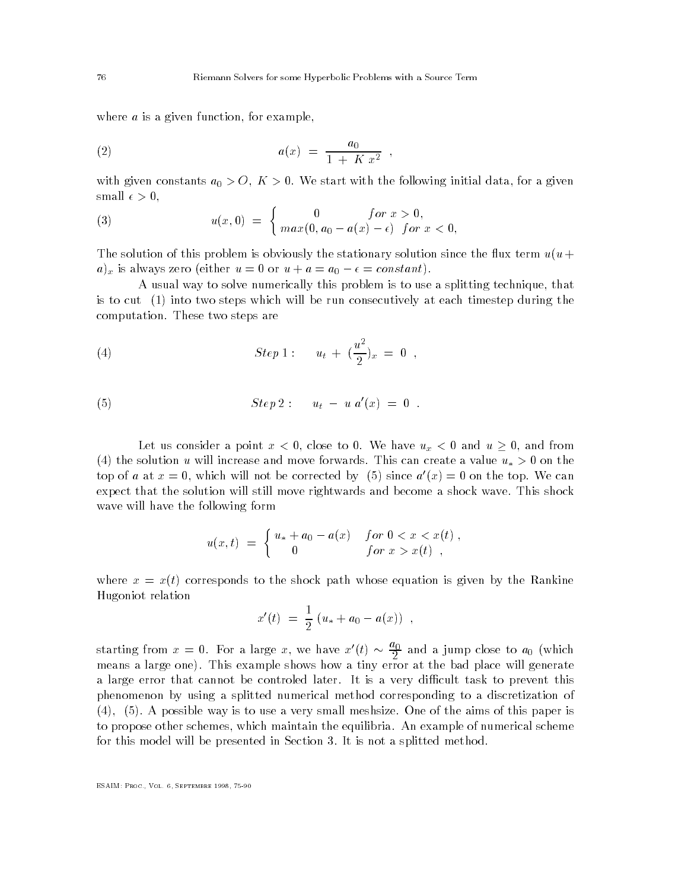where $a$ is a given function, for example,

$$a(x) = \frac{a_0}{1 + K x^2} \ , \tag{2}$$

with given constants $a_0 > O$, $K > 0$. We start with the following initial data, for a given small $\epsilon > 0$,

$$u(x,0) = \begin{cases} 0 & for \ x > 0, \\ max(0, a_0 - a(x) - \epsilon) & for \ x < 0, \end{cases} \tag{3}$$

The solution of this problem is obviously the stationary solution since the flux term $u(u + a)_x$ is always zero (either $u = 0$ or $u + a = a_0 - \epsilon = constant$).

A usual way to solve numerically this problem is to use a splitting technique, that is to cut (1) into two steps which will be run consecutively at each timestep during the computation. These two steps are

$$Step\,1: \quad u_t + (\frac{u^2}{2})_x = 0 \ , \tag{4}$$

$$Step\,2: \quad u_t - u\, a'(x) = 0 \ . \tag{5}$$

Let us consider a point $x < 0$, close to 0. We have $u_x < 0$ and $u \geq 0$, and from (4) the solution $u$ will increase and move forwards. This can create a value $u_* > 0$ on the top of $a$ at $x = 0$, which will not be corrected by (5) since $a'(x) = 0$ on the top. We can expect that the solution will still move rightwards and become a shock wave. This shock wave will have the following form

$$u(x,t) = \begin{cases} u_* + a_0 - a(x) & for \ 0 < x < x(t) \ , \\ 0 & for \ x > x(t) \ \ , \end{cases}$$

where $x = x(t)$ corresponds to the shock path whose equation is given by the Rankine Hugoniot relation

$$x'(t) = \frac{1}{2}\,(u_* + a_0 - a(x)) \ ,$$

starting from $x = 0$. For a large $x$, we have $x'(t) \sim \frac{a_0}{2}$ and a jump close to $a_0$ (which means a large one). This example shows how a tiny error at the bad place will generate a large error that cannot be controled later. It is a very difficult task to prevent this phenomenon by using a splitted numerical method corresponding to a discretization of (4), (5). A possible way is to use a very small meshsize. One of the aims of this paper is to propose other schemes, which maintain the equilibria. An example of numerical scheme for this model will be presented in Section 3. It is not a splitted method.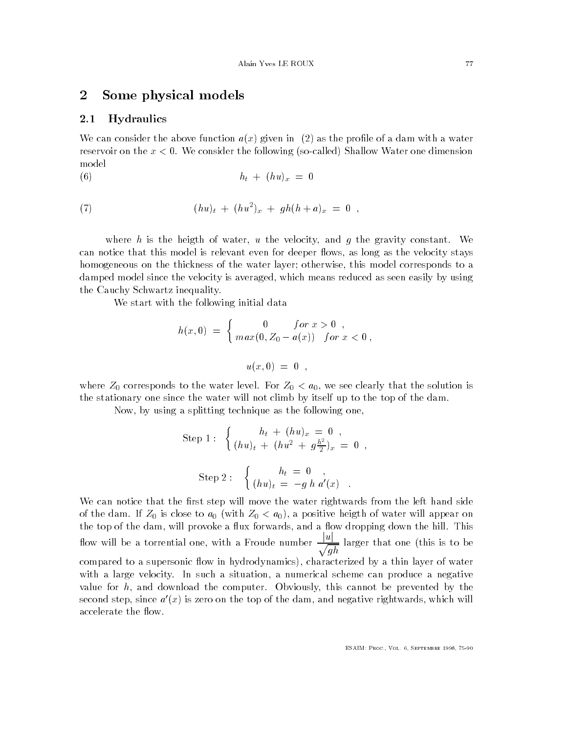## 2 Some physical models

### 2.1 Hydraulics

We can consider the above function $a(x)$ given in (2) as the profile of a dam with a water reservoir on the $x < 0$. We consider the following (so-called) Shallow Water one dimension model

$$h_t + (hu)_x = 0 \tag{6}$$

$$(hu)_t + (hu^2)_x + gh(h+a)_x = 0 \ , \tag{7}$$

where $h$ is the heigth of water, $u$ the velocity, and $g$ the gravity constant. We can notice that this model is relevant even for deeper flows, as long as the velocity stays homogeneous on the thickness of the water layer; otherwise, this model corresponds to a damped model since the velocity is averaged, which means reduced as seen easily by using the Cauchy Schwartz inequality.

We start with the following initial data

$$h(x,0) = \begin{cases} 0 & for\ x > 0 \ , \\ max(0, Z_0 - a(x)) & for\ x < 0 \ , \end{cases}$$

$$u(x,0) = 0 \ ,$$

where $Z_0$ corresponds to the water level. For $Z_0 < a_0$, we see clearly that the solution is the stationary one since the water will not climb by itself up to the top of the dam.

Now, by using a splitting technique as the following one,

$$\text{Step 1 :} \quad \begin{cases} h_t + (hu)_x = 0 \ , \\ (hu)_t + (hu^2 + g\frac{h^2}{2})_x = 0 \ , \end{cases}$$

$$\text{Step 2 :} \quad \begin{cases} h_t = 0 \ , \\ (hu)_t = -g\, h\, a'(x) \ . \end{cases}$$

We can notice that the first step will move the water rightwards from the left hand side of the dam. If $Z_0$ is close to $a_0$ (with $Z_0 < a_0$), a positive heigth of water will appear on the top of the dam, will provoke a flux forwards, and a flow dropping down the hill. This flow will be a torrential one, with a Froude number $\dfrac{|u|}{\sqrt{gh}}$ larger that one (this is to be compared to a supersonic flow in hydrodynamics), characterized by a thin layer of water with a large velocity. In such a situation, a numerical scheme can produce a negative value for $h$, and download the computer. Obviously, this cannot be prevented by the second step, since $a'(x)$ is zero on the top of the dam, and negative rightwards, which will accelerate the flow.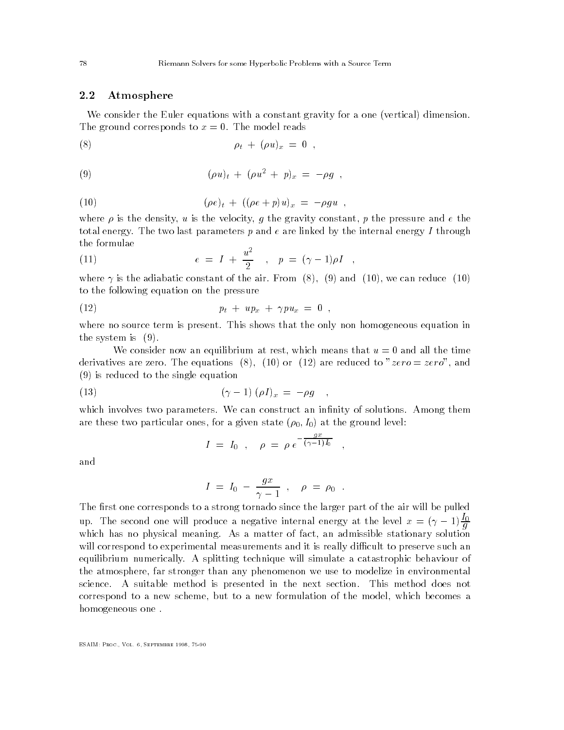## 2.2 Atmosphere

We consider the Euler equations with a constant gravity for a one (vertical) dimension. The ground corresponds to $x = 0$. The model reads

$$\rho_t + (\rho u)_x = 0 \quad , \tag{8}$$

$$(\rho u)_t + (\rho u^2 + p)_x = -\rho g \quad , \tag{9}$$

$$(\rho e)_t + ((\rho e + p) u)_x = -\rho g u \quad , \tag{10}$$

where $\rho$ is the density, $u$ is the velocity, $g$ the gravity constant, $p$ the pressure and $e$ the total energy. The two last parameters $p$ and $e$ are linked by the internal energy $I$ through the formulae

$$e = I + \frac{u^2}{2} \quad , \quad p = (\gamma - 1)\rho I \quad , \tag{11}$$

where $\gamma$ is the adiabatic constant of the air. From (8), (9) and (10), we can reduce (10) to the following equation on the pressure

$$p_t + u p_x + \gamma p u_x = 0 \quad , \tag{12}$$

where no source term is present. This shows that the only non homogeneous equation in the system is (9).

We consider now an equilibrium at rest, which means that $u = 0$ and all the time derivatives are zero. The equations (8), (10) or (12) are reduced to "$zero = zero$", and (9) is reduced to the single equation

$$(\gamma - 1)\,(\rho I)_x = -\rho g \quad , \tag{13}$$

which involves two parameters. We can construct an infinity of solutions. Among them are these two particular ones, for a given state $(\rho_0, I_0)$ at the ground level:

$$I = I_0 \quad , \quad \rho = \rho\, e^{-\frac{gx}{(\gamma-1)I_0}} \quad ,$$

and

$$I = I_0 - \frac{gx}{\gamma - 1} \quad , \quad \rho = \rho_0 \quad .$$

The first one corresponds to a strong tornado since the larger part of the air will be pulled up. The second one will produce a negative internal energy at the level $x = (\gamma - 1)\dfrac{I_0}{g}$ which has no physical meaning. As a matter of fact, an admissible stationary solution will correspond to experimental measurements and it is really difficult to preserve such an equilibrium numerically. A splitting technique will simulate a catastrophic behaviour of the atmosphere, far stronger than any phenomenon we use to modelize in environmental science. A suitable method is presented in the next section. This method does not correspond to a new scheme, but to a new formulation of the model, which becomes a homogeneous one .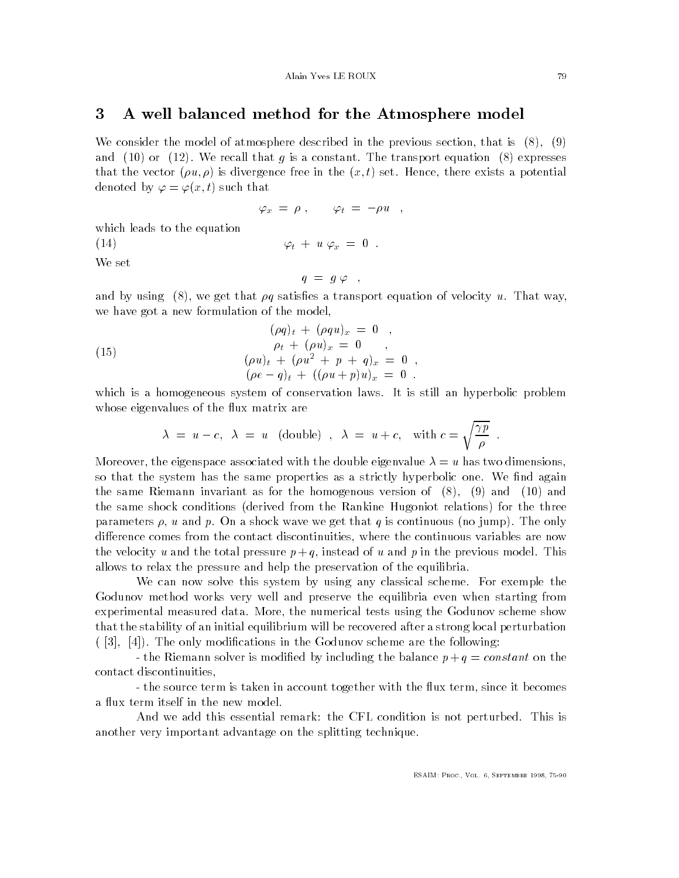## 3 A well balanced method for the Atmosphere model

We consider the model of atmosphere described in the previous section, that is (8), (9) and (10) or (12). We recall that $g$ is a constant. The transport equation (8) expresses that the vector $(\rho u, \rho)$ is divergence free in the $(x, t)$ set. Hence, there exists a potential denoted by $\varphi = \varphi(x, t)$ such that

$$\varphi_x = \rho , \qquad \varphi_t = -\rho u \quad ,$$

which leads to the equation

$$\varphi_t + u \, \varphi_x = 0 \quad . \tag{14}$$

We set

$$q = g \, \varphi \quad ,$$

and by using (8), we get that $\rho q$ satisfies a transport equation of velocity $u$. That way, we have got a new formulation of the model,

$$\begin{aligned} (\rho q)_t + (\rho q u)_x &= 0 \quad , \\ \rho_t + (\rho u)_x &= 0 \quad , \\ (\rho u)_t + (\rho u^2 + p + q)_x &= 0 \quad , \\ (\rho e - q)_t + ((\rho u + p) u)_x &= 0 \quad . \end{aligned} \tag{15}$$

which is a homogeneous system of conservation laws. It is still an hyperbolic problem whose eigenvalues of the flux matrix are

$$\lambda = u - c, \;\; \lambda = u \;\; \text{(double)} \;\; , \;\; \lambda = u + c, \quad \text{with } c = \sqrt{\frac{\gamma p}{\rho}} \quad .$$

Moreover, the eigenspace associated with the double eigenvalue $\lambda = u$ has two dimensions, so that the system has the same properties as a strictly hyperbolic one. We find again the same Riemann invariant as for the homogenous version of (8), (9) and (10) and the same shock conditions (derived from the Rankine Hugoniot relations) for the three parameters $\rho$, $u$ and $p$. On a shock wave we get that $q$ is continuous (no jump). The only difference comes from the contact discontinuities, where the continuous variables are now the velocity $u$ and the total pressure $p + q$, instead of $u$ and $p$ in the previous model. This allows to relax the pressure and help the preservation of the equilibria.

We can now solve this system by using any classical scheme. For exemple the Godunov method works very well and preserve the equilibria even when starting from experimental measured data. More, the numerical tests using the Godunov scheme show that the stability of an initial equilibrium will be recovered after a strong local perturbation ( [3], [4]). The only modifications in the Godunov scheme are the following:

- the Riemann solver is modified by including the balance $p + q = constant$ on the contact discontinuities,

- the source term is taken in account together with the flux term, since it becomes a flux term itself in the new model.

And we add this essential remark: the CFL condition is not perturbed. This is another very important advantage on the splitting technique.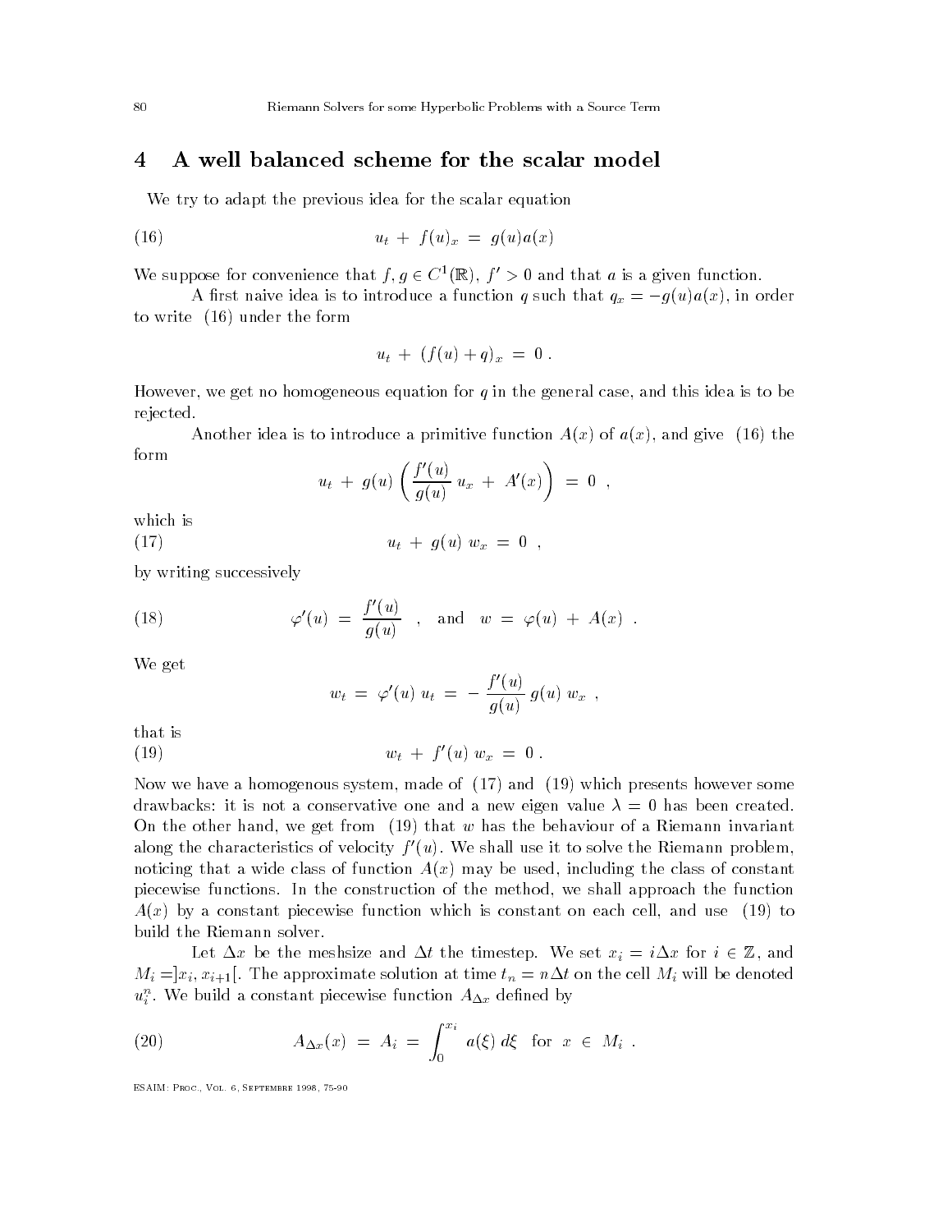# 4 A well balanced scheme for the scalar model

We try to adapt the previous idea for the scalar equation

$$u_t + f(u)_x = g(u)a(x) \tag{16}$$

We suppose for convenience that $f, g \in C^1(\mathbb{R})$, $f' > 0$ and that $a$ is a given function.

A first naive idea is to introduce a function $q$ such that $q_x = -g(u)a(x)$, in order to write (16) under the form

$$u_t + (f(u) + q)_x = 0 .$$

However, we get no homogeneous equation for $q$ in the general case, and this idea is to be rejected.

Another idea is to introduce a primitive function $A(x)$ of $a(x)$, and give (16) the form

$$u_t + g(u)\left(\frac{f'(u)}{g(u)}\, u_x + A'(x)\right) = 0 \ ,$$

which is

$$u_t + g(u)\ w_x = 0 \ , \tag{17}$$

by writing successively

$$\varphi'(u) = \frac{f'(u)}{g(u)} \quad , \quad \text{and} \quad w = \varphi(u) + A(x) \ . \tag{18}$$

We get

$$w_t = \varphi'(u)\ u_t = -\frac{f'(u)}{g(u)}\, g(u)\ w_x \ ,$$

that is

$$w_t + f'(u)\ w_x = 0 \ . \tag{19}$$

Now we have a homogenous system, made of (17) and (19) which presents however some drawbacks: it is not a conservative one and a new eigen value $\lambda = 0$ has been created. On the other hand, we get from (19) that $w$ has the behaviour of a Riemann invariant along the characteristics of velocity $f'(u)$. We shall use it to solve the Riemann problem, noticing that a wide class of function $A(x)$ may be used, including the class of constant piecewise functions. In the construction of the method, we shall approach the function $A(x)$ by a constant piecewise function which is constant on each cell, and use (19) to build the Riemann solver.

Let $\Delta x$ be the meshsize and $\Delta t$ the timestep. We set $x_i = i\Delta x$ for $i \in \mathbb{Z}$, and $M_i = ]x_i, x_{i+1}[$. The approximate solution at time $t_n = n\Delta t$ on the cell $M_i$ will be denoted $u_i^n$. We build a constant piecewise function $A_{\Delta x}$ defined by

$$A_{\Delta x}(x) = A_i = \int_0^{x_i} a(\xi)\, d\xi \quad \text{for} \ \ x \in M_i \ . \tag{20}$$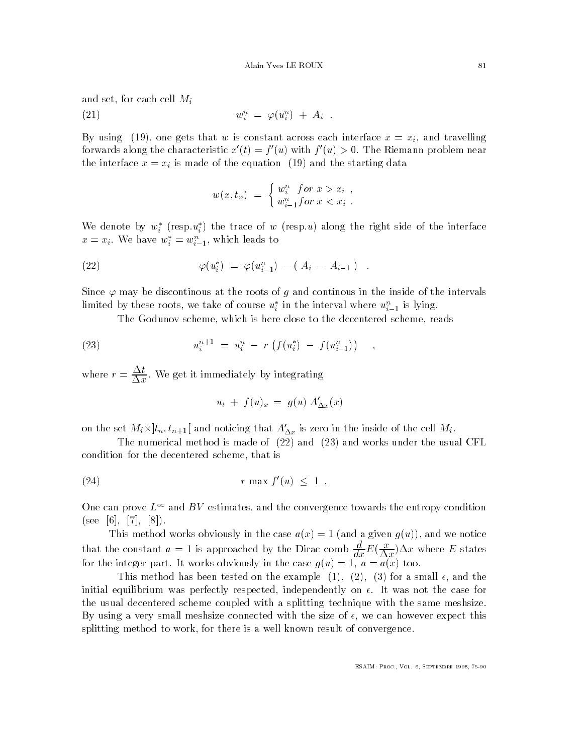and set, for each cell $M_i$

$$w_i^n = \varphi(u_i^n) + A_i \quad . \tag{21}$$

By using (19), one gets that $w$ is constant across each interface $x = x_i$, and travelling forwards along the characteristic $x'(t) = f'(u)$ with $f'(u) > 0$. The Riemann problem near the interface $x = x_i$ is made of the equation (19) and the starting data

$$w(x, t_n) = \begin{cases} w_i^n & for\ x > x_i \ , \\ w_{i-1}^n & for\ x < x_i \ . \end{cases}$$

We denote by $w_i^*$ (resp.$u_i^*$) the trace of $w$ (resp.$u$) along the right side of the interface $x = x_i$. We have $w_i^* = w_{i-1}^n$, which leads to

$$\varphi(u_i^*) = \varphi(u_{i-1}^n) - (A_i - A_{i-1}) \quad . \tag{22}$$

Since $\varphi$ may be discontinous at the roots of $g$ and continous in the inside of the intervals limited by these roots, we take of course $u_i^*$ in the interval where $u_{i-1}^n$ is lying.

The Godunov scheme, which is here close to the decentered scheme, reads

$$u_i^{n+1} = u_i^n - r\left(f(u_i^*) - f(u_{i-1}^n)\right) \quad , \tag{23}$$

where $r = \dfrac{\Delta t}{\Delta x}$. We get it immediately by integrating

$$u_t + f(u)_x = g(u)\, A'_{\Delta x}(x)$$

on the set $M_i \times ]t_n, t_{n+1}[$ and noticing that $A'_{\Delta x}$ is zero in the inside of the cell $M_i$.

The numerical method is made of (22) and (23) and works under the usual CFL condition for the decentered scheme, that is

$$r \max f'(u) \leq 1 \ . \tag{24}$$

One can prove $L^\infty$ and $BV$ estimates, and the convergence towards the entropy condition (see [6], [7], [8]).

This method works obviously in the case $a(x) = 1$ (and a given $g(u)$), and we notice that the constant $a = 1$ is approached by the Dirac comb $\dfrac{d}{dx}E(\dfrac{x}{\Delta x})\Delta x$ where $E$ states for the integer part. It works obviously in the case $g(u) = 1$, $a = a(x)$ too.

This method has been tested on the example (1), (2), (3) for a small $\epsilon$, and the initial equilibrium was perfectly respected, independently on $\epsilon$. It was not the case for the usual decentered scheme coupled with a splitting technique with the same meshsize. By using a very small meshsize connected with the size of $\epsilon$, we can however expect this splitting method to work, for there is a well known result of convergence.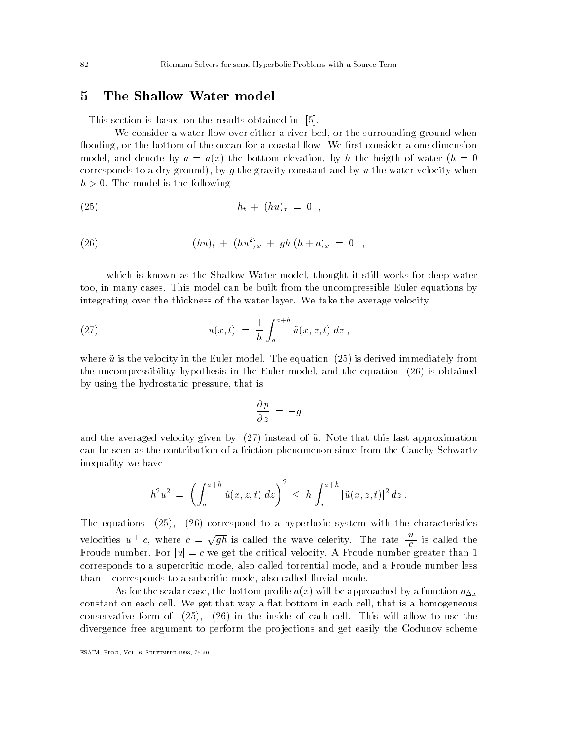## 5 The Shallow Water model

This section is based on the results obtained in [5].

We consider a water flow over either a river bed, or the surrounding ground when flooding, or the bottom of the ocean for a coastal flow. We first consider a one dimension model, and denote by $a = a(x)$ the bottom elevation, by $h$ the heigth of water ($h = 0$ corresponds to a dry ground), by $g$ the gravity constant and by $u$ the water velocity when $h > 0$. The model is the following

$$h_t + (hu)_x = 0 \ , \tag{25}$$

$$(hu)_t + (hu^2)_x + gh\,(h+a)_x = 0 \quad , \tag{26}$$

which is known as the Shallow Water model, thought it still works for deep water too, in many cases. This model can be built from the uncompressible Euler equations by integrating over the thickness of the water layer. We take the average velocity

$$u(x,t) = \frac{1}{h}\int_a^{a+h} \tilde{u}(x,z,t)\,dz \ , \tag{27}$$

where $\tilde{u}$ is the velocity in the Euler model. The equation (25) is derived immediately from the uncompressibility hypothesis in the Euler model, and the equation (26) is obtained by using the hydrostatic pressure, that is

$$\frac{\partial p}{\partial z} = -g$$

and the averaged velocity given by (27) instead of $\tilde{u}$. Note that this last approximation can be seen as the contribution of a friction phenomenon since from the Cauchy Schwartz inequality we have

$$h^2 u^2 = \left(\int_a^{a+h} \tilde{u}(x,z,t)\,dz\right)^2 \leq h\int_a^{a+h} |\tilde{u}(x,z,t)|^2\,dz \ .$$

The equations (25), (26) correspond to a hyperbolic system with the characteristics velocities $u \pm c$, where $c = \sqrt{gh}$ is called the wave celerity. The rate $\frac{|u|}{c}$ is called the Froude number. For $|u| = c$ we get the critical velocity. A Froude number greater than 1 corresponds to a supercritic mode, also called torrential mode, and a Froude number less than 1 corresponds to a subcritic mode, also called fluvial mode.

As for the scalar case, the bottom profile $a(x)$ will be approached by a function $a_{\Delta x}$ constant on each cell. We get that way a flat bottom in each cell, that is a homogeneous conservative form of (25), (26) in the inside of each cell. This will allow to use the divergence free argument to perform the projections and get easily the Godunov scheme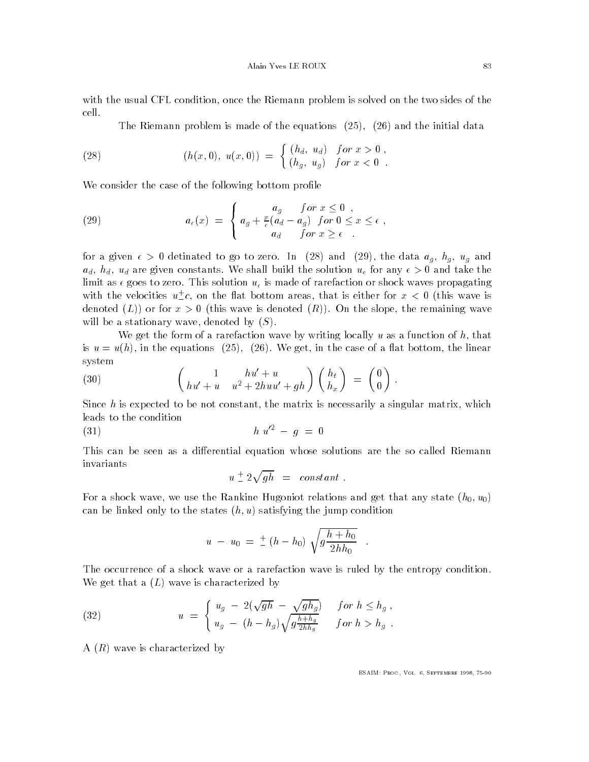with the usual CFL condition, once the Riemann problem is solved on the two sides of the cell.

The Riemann problem is made of the equations (25), (26) and the initial data

$$(h(x,0),\ u(x,0)) \;=\; \begin{cases} (h_d,\ u_d) & for\ x > 0\ , \\ (h_g,\ u_g) & for\ x < 0\ . \end{cases} \tag{28}$$

We consider the case of the following bottom profile

$$a_\epsilon(x) \;=\; \begin{cases} a_g & for\ x \leq 0\ , \\ a_g + \frac{x}{\epsilon}(a_d - a_g) & for\ 0 \leq x \leq \epsilon\ , \\ a_d & for\ x \geq \epsilon\ . \end{cases} \tag{29}$$

for a given $\epsilon > 0$ detinated to go to zero. In (28) and (29), the data $a_g$, $h_g$, $u_g$ and $a_d$, $h_d$, $u_d$ are given constants. We shall build the solution $u_\epsilon$ for any $\epsilon > 0$ and take the limit as $\epsilon$ goes to zero. This solution $u_\epsilon$ is made of rarefaction or shock waves propagating with the velocities $u \pm c$, on the flat bottom areas, that is either for $x < 0$ (this wave is denoted $(L)$) or for $x > 0$ (this wave is denoted $(R)$). On the slope, the remaining wave will be a stationary wave, denoted by $(S)$.

We get the form of a rarefaction wave by writing locally $u$ as a function of $h$, that is $u = u(h)$, in the equations (25), (26). We get, in the case of a flat bottom, the linear system

$$\begin{pmatrix} 1 & hu' + u \\ hu' + u & u^2 + 2huu' + gh \end{pmatrix} \begin{pmatrix} h_t \\ h_x \end{pmatrix} \;=\; \begin{pmatrix} 0 \\ 0 \end{pmatrix} . \tag{30}$$

Since $h$ is expected to be not constant, the matrix is necessarily a singular matrix, which leads to the condition

$$h\ u'^2 \;-\; g \;=\; 0 \tag{31}$$

This can be seen as a differential equation whose solutions are the so called Riemann invariants

$$u \pm 2\sqrt{gh} \;=\; constant\ .$$

For a shock wave, we use the Rankine Hugoniot relations and get that any state $(h_0, u_0)$ can be linked only to the states $(h, u)$ satisfying the jump condition

$$u \;-\; u_0 \;=\; \pm\,(h - h_0)\,\sqrt{g\frac{h + h_0}{2hh_0}}\ .$$

The occurrence of a shock wave or a rarefaction wave is ruled by the entropy condition. We get that a $(L)$ wave is characterized by

$$u \;=\; \begin{cases} u_g \;-\; 2(\sqrt{gh} \;-\; \sqrt{gh_g}) & for\ h \leq h_g\ , \\ u_g \;-\; (h - h_g)\sqrt{g\frac{h+h_g}{2hh_g}} & for\ h > h_g\ . \end{cases} \tag{32}$$

A $(R)$ wave is characterized by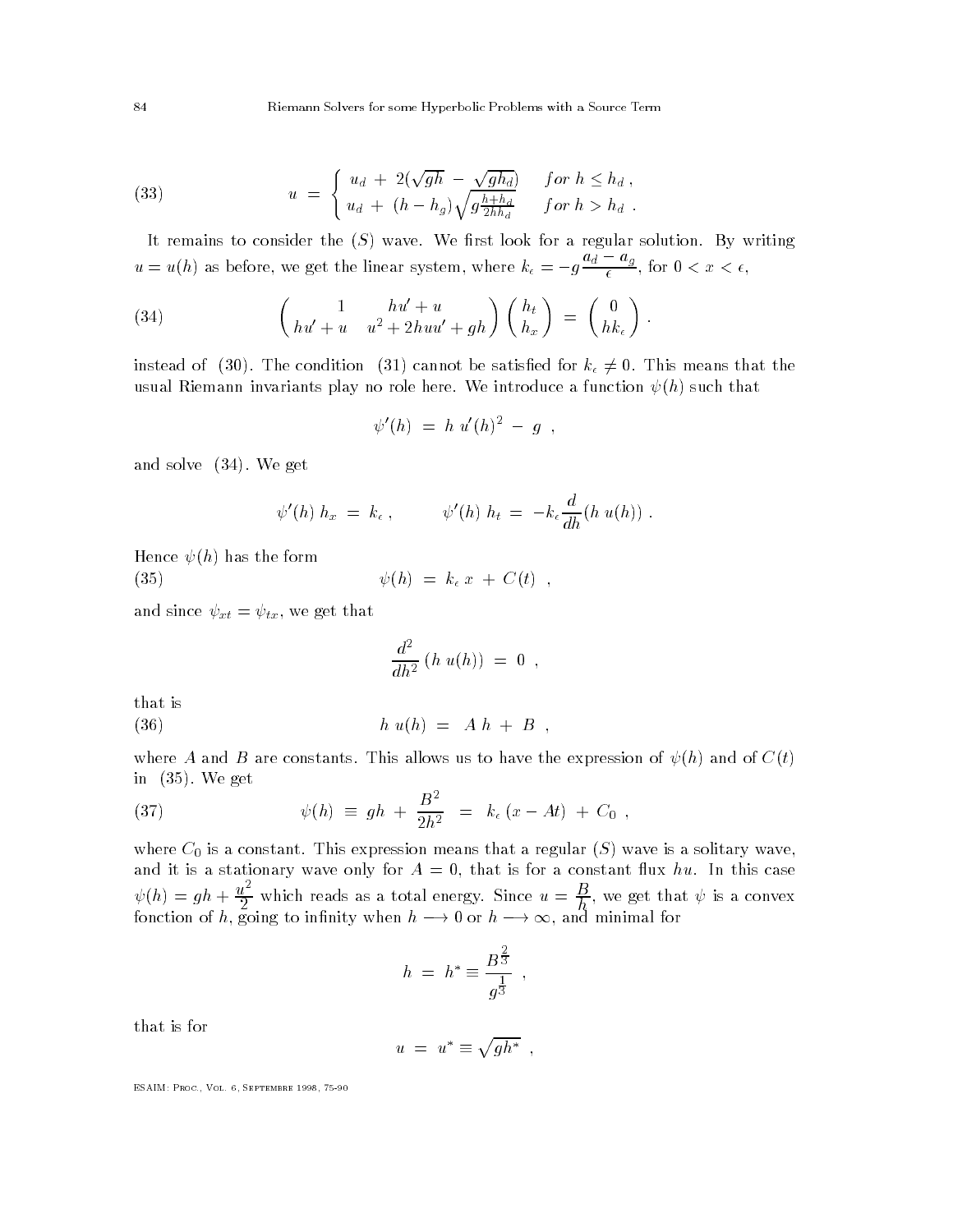$$u = \begin{cases} u_d + 2(\sqrt{gh} - \sqrt{gh_d}) & \text{for } h \leq h_d , \\ u_d + (h - h_g)\sqrt{g\frac{h+h_d}{2hh_d}} & \text{for } h > h_d . \end{cases} \tag{33}$$

It remains to consider the $(S)$ wave. We first look for a regular solution. By writing $u = u(h)$ as before, we get the linear system, where $k_\epsilon = -g\dfrac{a_d - a_g}{\epsilon}$, for $0 < x < \epsilon$,

$$\begin{pmatrix} 1 & hu' + u \\ hu' + u & u^2 + 2huu' + gh \end{pmatrix} \begin{pmatrix} h_t \\ h_x \end{pmatrix} = \begin{pmatrix} 0 \\ hk_\epsilon \end{pmatrix} . \tag{34}$$

instead of (30). The condition (31) cannot be satisfied for $k_\epsilon \neq 0$. This means that the usual Riemann invariants play no role here. We introduce a function $\psi(h)$ such that

$$\psi'(h) = h\, u'(h)^2 - g ,$$

and solve (34). We get

$$\psi'(h)\, h_x = k_\epsilon , \qquad \psi'(h)\, h_t = -k_\epsilon \frac{d}{dh}(h\, u(h)) .$$

Hence $\psi(h)$ has the form

$$\psi(h) = k_\epsilon\, x + C(t) , \tag{35}$$

and since $\psi_{xt} = \psi_{tx}$, we get that

$$\frac{d^2}{dh^2}(h\, u(h)) = 0 ,$$

that is

$$h\, u(h) = A\, h + B , \tag{36}$$

where $A$ and $B$ are constants. This allows us to have the expression of $\psi(h)$ and of $C(t)$ in (35). We get

$$\psi(h) \equiv gh + \frac{B^2}{2h^2} = k_\epsilon\,(x - At) + C_0 , \tag{37}$$

where $C_0$ is a constant. This expression means that a regular $(S)$ wave is a solitary wave, and it is a stationary wave only for $A = 0$, that is for a constant flux $hu$. In this case $\psi(h) = gh + \dfrac{u^2}{2}$ which reads as a total energy. Since $u = \dfrac{B}{h}$, we get that $\psi$ is a convex fonction of $h$, going to infinity when $h \longrightarrow 0$ or $h \longrightarrow \infty$, and minimal for

$$h = h^* \equiv \frac{B^{\frac{2}{3}}}{g^{\frac{1}{3}}} ,$$

that is for

$$u = u^* \equiv \sqrt{gh^*} ,$$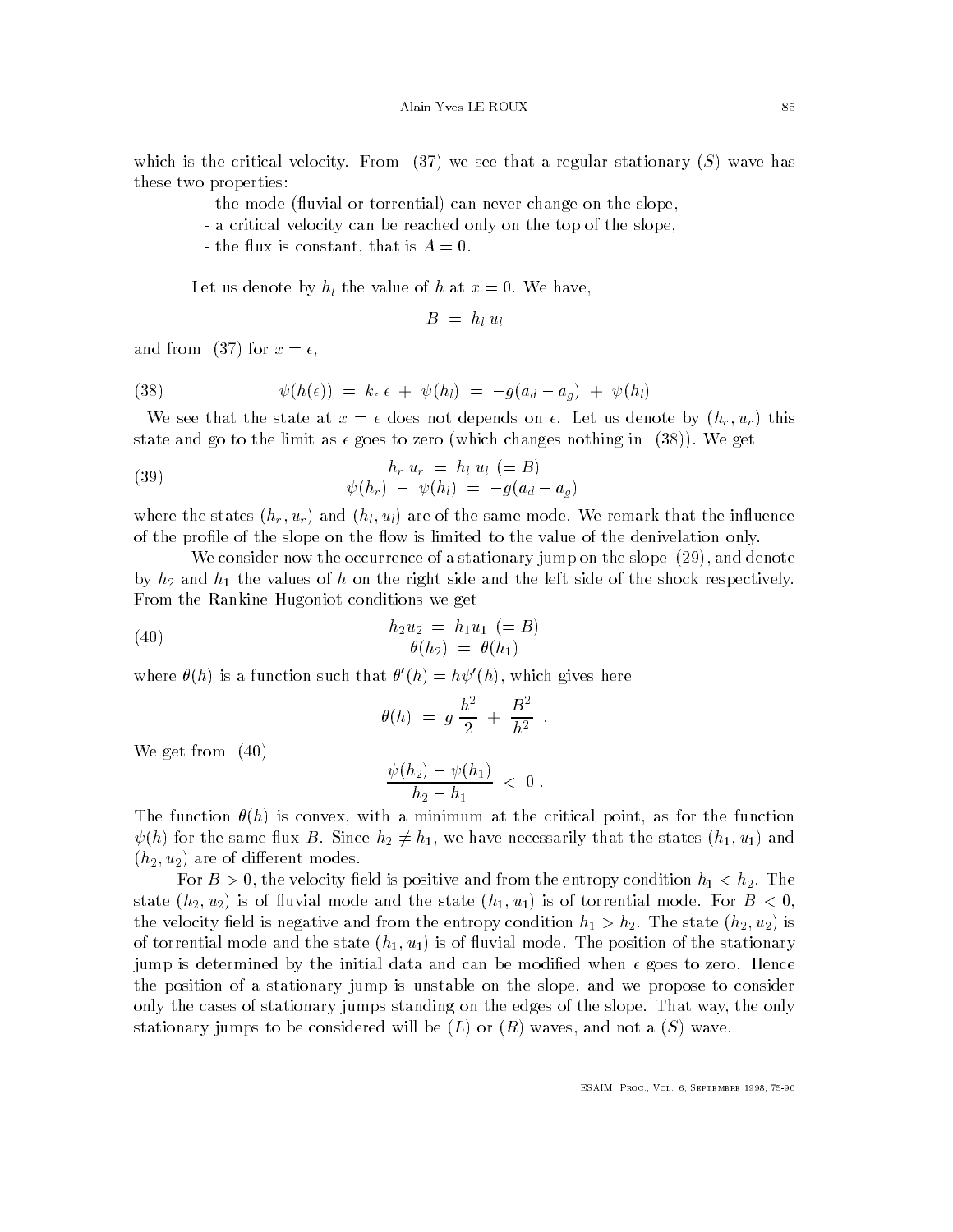which is the critical velocity. From (37) we see that a regular stationary $(S)$ wave has these two properties:

- the mode (fluvial or torrential) can never change on the slope,
- a critical velocity can be reached only on the top of the slope,
- the flux is constant, that is $A = 0$.

Let us denote by $h_l$ the value of $h$ at $x = 0$. We have,

$$B \;=\; h_l\, u_l$$

and from (37) for $x = \epsilon$,

$$\psi(h(\epsilon)) \;=\; k_\epsilon\, \epsilon \;+\; \psi(h_l) \;=\; -g(a_d - a_g) \;+\; \psi(h_l) \tag{38}$$

We see that the state at $x = \epsilon$ does not depends on $\epsilon$. Let us denote by $(h_r, u_r)$ this state and go to the limit as $\epsilon$ goes to zero (which changes nothing in (38)). We get

$$\begin{aligned} h_r\, u_r \;&=\; h_l\, u_l \;(= B) \\ \psi(h_r) \;-\; \psi(h_l) \;&=\; -g(a_d - a_g) \end{aligned} \tag{39}$$

where the states $(h_r, u_r)$ and $(h_l, u_l)$ are of the same mode. We remark that the influence of the profile of the slope on the flow is limited to the value of the denivelation only.

We consider now the occurrence of a stationary jump on the slope (29), and denote by $h_2$ and $h_1$ the values of $h$ on the right side and the left side of the shock respectively. From the Rankine Hugoniot conditions we get

$$\begin{aligned} h_2 u_2 \;&=\; h_1 u_1 \;(= B) \\ \theta(h_2) \;&=\; \theta(h_1) \end{aligned} \tag{40}$$

where $\theta(h)$ is a function such that $\theta'(h) = h\psi'(h)$, which gives here

$$\theta(h) \;=\; g\,\frac{h^2}{2} \;+\; \frac{B^2}{h^2}\;.$$

We get from (40)

$$\frac{\psi(h_2) - \psi(h_1)}{h_2 - h_1} \;<\; 0\;.$$

The function $\theta(h)$ is convex, with a minimum at the critical point, as for the function $\psi(h)$ for the same flux $B$. Since $h_2 \neq h_1$, we have necessarily that the states $(h_1, u_1)$ and $(h_2, u_2)$ are of different modes.

For $B > 0$, the velocity field is positive and from the entropy condition $h_1 < h_2$. The state $(h_2, u_2)$ is of fluvial mode and the state $(h_1, u_1)$ is of torrential mode. For $B < 0$, the velocity field is negative and from the entropy condition $h_1 > h_2$. The state $(h_2, u_2)$ is of torrential mode and the state $(h_1, u_1)$ is of fluvial mode. The position of the stationary jump is determined by the initial data and can be modified when $\epsilon$ goes to zero. Hence the position of a stationary jump is unstable on the slope, and we propose to consider only the cases of stationary jumps standing on the edges of the slope. That way, the only stationary jumps to be considered will be $(L)$ or $(R)$ waves, and not a $(S)$ wave.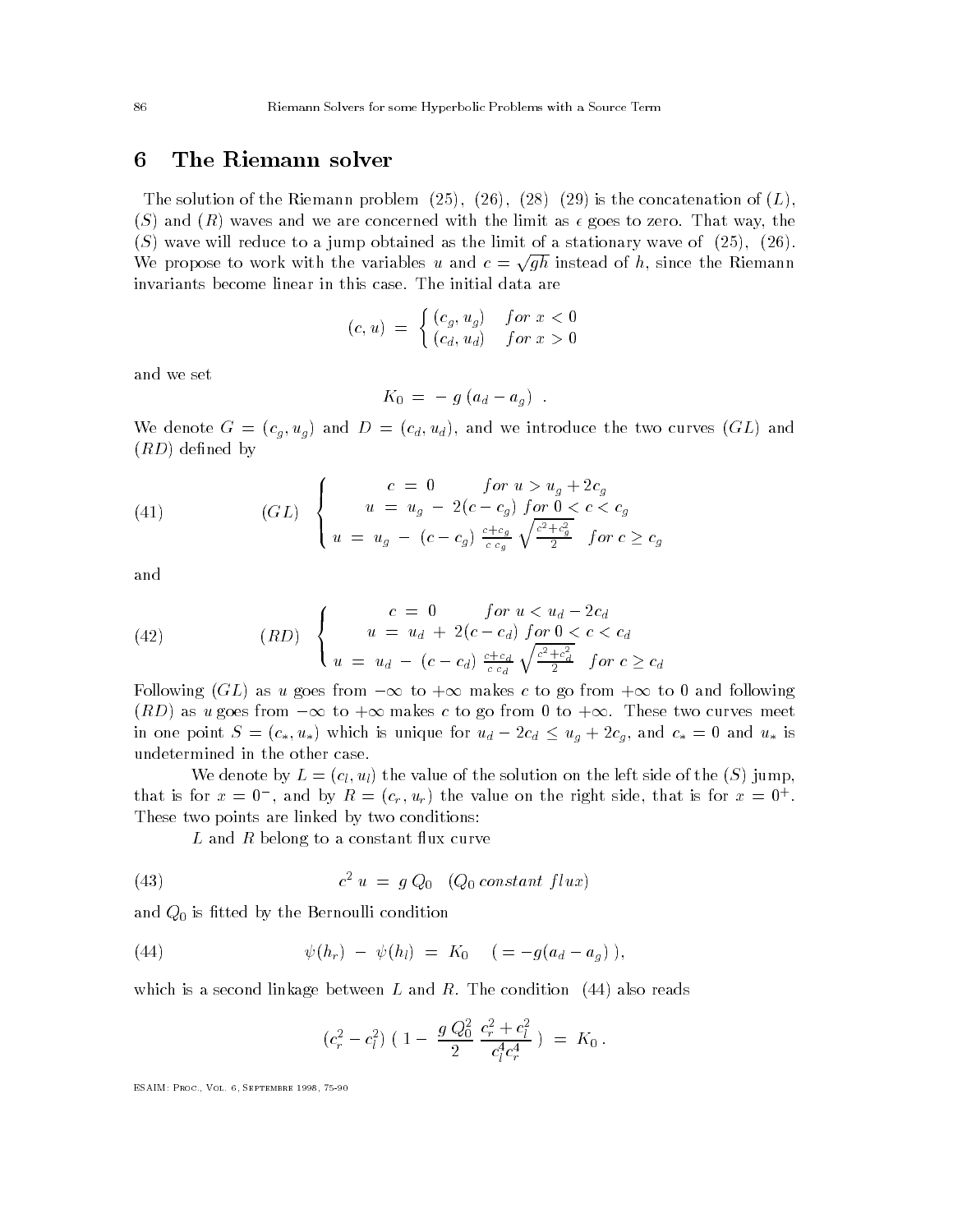## 6 The Riemann solver

The solution of the Riemann problem (25), (26), (28) (29) is the concatenation of $(L)$, $(S)$ and $(R)$ waves and we are concerned with the limit as $\epsilon$ goes to zero. That way, the $(S)$ wave will reduce to a jump obtained as the limit of a stationary wave of (25), (26). We propose to work with the variables $u$ and $c = \sqrt{gh}$ instead of $h$, since the Riemann invariants become linear in this case. The initial data are

$$(c, u) = \begin{cases} (c_g, u_g) & for\ x < 0 \\ (c_d, u_d) & for\ x > 0 \end{cases}$$

and we set

$$K_0 = -g\,(a_d - a_g) .$$

We denote $G = (c_g, u_g)$ and $D = (c_d, u_d)$, and we introduce the two curves $(GL)$ and $(RD)$ defined by

$$(41) \qquad (GL) \quad \begin{cases} c = 0 & for\ u > u_g + 2c_g \\ u = u_g - 2(c - c_g) & for\ 0 < c < c_g \\ u = u_g - (c - c_g)\,\frac{c + c_g}{c\,c_g}\sqrt{\frac{c^2 + c_g^2}{2}} & for\ c \geq c_g \end{cases}$$

and

$$(42) \qquad (RD) \quad \begin{cases} c = 0 & for\ u < u_d - 2c_d \\ u = u_d + 2(c - c_d) & for\ 0 < c < c_d \\ u = u_d - (c - c_d)\,\frac{c + c_d}{c\,c_d}\sqrt{\frac{c^2 + c_d^2}{2}} & for\ c \geq c_d \end{cases}$$

Following $(GL)$ as $u$ goes from $-\infty$ to $+\infty$ makes $c$ to go from $+\infty$ to 0 and following $(RD)$ as $u$ goes from $-\infty$ to $+\infty$ makes $c$ to go from 0 to $+\infty$. These two curves meet in one point $S = (c_*, u_*)$ which is unique for $u_d - 2c_d \leq u_g + 2c_g$, and $c_* = 0$ and $u_*$ is undetermined in the other case.

We denote by $L = (c_l, u_l)$ the value of the solution on the left side of the $(S)$ jump, that is for $x = 0^-$, and by $R = (c_r, u_r)$ the value on the right side, that is for $x = 0^+$. These two points are linked by two conditions:

$L$ and $R$ belong to a constant flux curve

$$(43) \qquad c^2\,u = g\,Q_0 \quad (Q_0\ constant\ flux)$$

and $Q_0$ is fitted by the Bernoulli condition

$$(44) \qquad \psi(h_r) - \psi(h_l) = K_0 \quad (= -g(a_d - a_g)\,),$$

which is a second linkage between $L$ and $R$. The condition (44) also reads

$$(c_r^2 - c_l^2)\,(\,1 - \frac{g\,Q_0^2}{2}\,\frac{c_r^2 + c_l^2}{c_l^4 c_r^4}\,) = K_0 .$$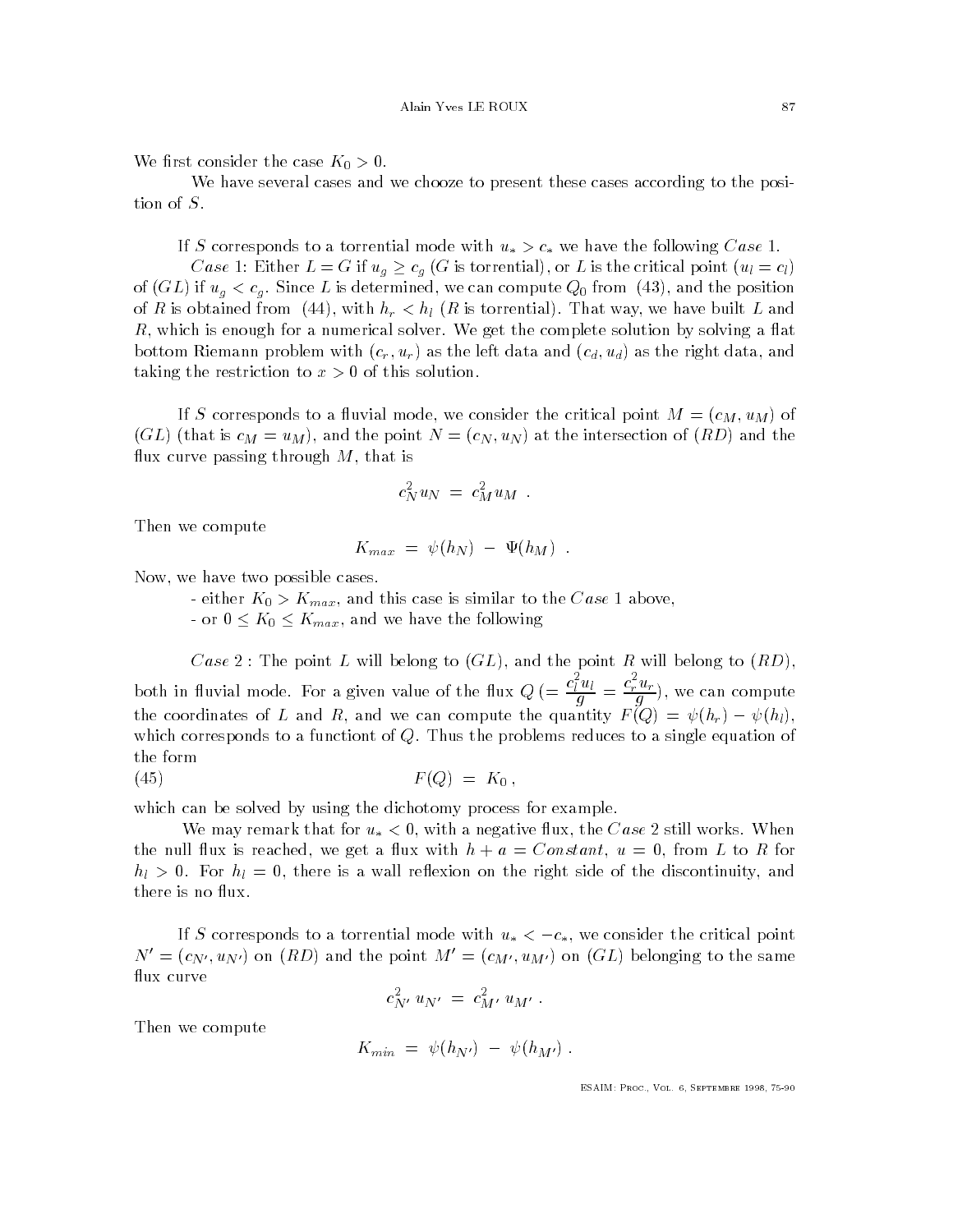We first consider the case $K_0 > 0$.

We have several cases and we chooze to present these cases according to the position of $S$.

If $S$ corresponds to a torrential mode with $u_* > c_*$ we have the following *Case* 1.

*Case* 1: Either $L = G$ if $u_g \geq c_g$ ($G$ is torrential), or $L$ is the critical point ($u_l = c_l$) of $(GL)$ if $u_g < c_g$. Since $L$ is determined, we can compute $Q_0$ from (43), and the position of $R$ is obtained from (44), with $h_r < h_l$ ($R$ is torrential). That way, we have built $L$ and $R$, which is enough for a numerical solver. We get the complete solution by solving a flat bottom Riemann problem with $(c_r, u_r)$ as the left data and $(c_d, u_d)$ as the right data, and taking the restriction to $x > 0$ of this solution.

If $S$ corresponds to a fluvial mode, we consider the critical point $M = (c_M, u_M)$ of $(GL)$ (that is $c_M = u_M$), and the point $N = (c_N, u_N)$ at the intersection of $(RD)$ and the flux curve passing through $M$, that is

$$c_N^2 u_N = c_M^2 u_M .$$

Then we compute

$$K_{max} = \psi(h_N) - \Psi(h_M) .$$

Now, we have two possible cases.

- either $K_0 > K_{max}$, and this case is similar to the *Case* 1 above,
- or $0 \leq K_0 \leq K_{max}$, and we have the following

*Case* 2 : The point $L$ will belong to $(GL)$, and the point $R$ will belong to $(RD)$, both in fluvial mode. For a given value of the flux $Q$ $(= \frac{c_l^2 u_l}{g} = \frac{c_r^2 u_r}{g})$, we can compute the coordinates of $L$ and $R$, and we can compute the quantity $F(Q) = \psi(h_r) - \psi(h_l)$, which corresponds to a functiont of $Q$. Thus the problems reduces to a single equation of the form

$$F(Q) = K_0 , \qquad (45)$$

which can be solved by using the dichotomy process for example.

We may remark that for $u_* < 0$, with a negative flux, the *Case* 2 still works. When the null flux is reached, we get a flux with $h + a = Constant$, $u = 0$, from $L$ to $R$ for $h_l > 0$. For $h_l = 0$, there is a wall reflexion on the right side of the discontinuity, and there is no flux.

If $S$ corresponds to a torrential mode with $u_* < -c_*$, we consider the critical point $N' = (c_{N'}, u_{N'})$ on $(RD)$ and the point $M' = (c_{M'}, u_{M'})$ on $(GL)$ belonging to the same flux curve

$$c_{N'}^2 \, u_{N'} = c_{M'}^2 \, u_{M'} .$$

Then we compute

$$K_{min} = \psi(h_{N'}) - \psi(h_{M'}) .$$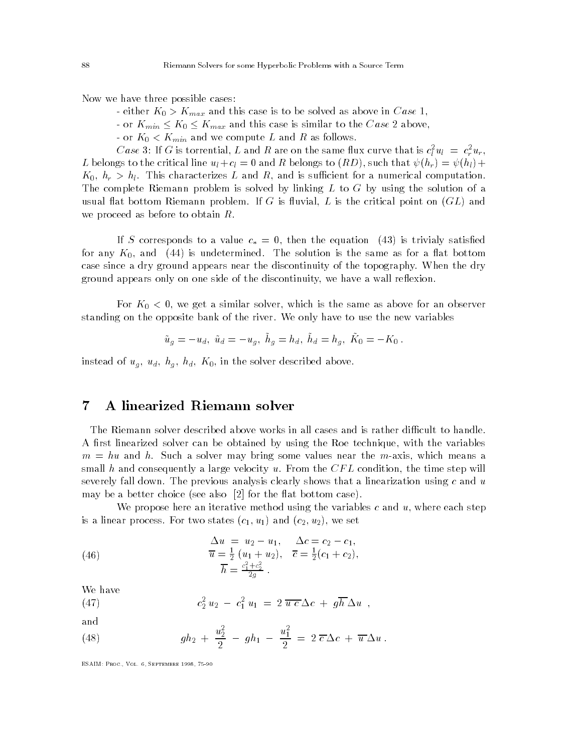Now we have three possible cases:

- either $K_0 > K_{max}$ and this case is to be solved as above in *Case* 1,
- or $K_{min} \leq K_0 \leq K_{max}$ and this case is similar to the *Case* 2 above,
- or $K_0 < K_{min}$ and we compute $L$ and $R$ as follows.

*Case* 3: If $G$ is torrential, $L$ and $R$ are on the same flux curve that is $c_l^2 u_l = c_r^2 u_r$, $L$ belongs to the critical line $u_l + c_l = 0$ and $R$ belongs to $(RD)$, such that $\psi(h_r) = \psi(h_l) + K_0$, $h_r > h_l$. This characterizes $L$ and $R$, and is sufficient for a numerical computation. The complete Riemann problem is solved by linking $L$ to $G$ by using the solution of a usual flat bottom Riemann problem. If $G$ is fluvial, $L$ is the critical point on $(GL)$ and we proceed as before to obtain $R$.

If $S$ corresponds to a value $c_* = 0$, then the equation (43) is trivialy satisfied for any $K_0$, and (44) is undetermined. The solution is the same as for a flat bottom case since a dry ground appears near the discontinuity of the topography. When the dry ground appears only on one side of the discontinuity, we have a wall reflexion.

For $K_0 < 0$, we get a similar solver, which is the same as above for an observer standing on the opposite bank of the river. We only have to use the new variables

$$\tilde{u}_g = -u_d,\ \tilde{u}_d = -u_g,\ \tilde{h}_g = h_d,\ \tilde{h}_d = h_g,\ \tilde{K}_0 = -K_0\,.$$

instead of $u_g$, $u_d$, $h_g$, $h_d$, $K_0$, in the solver described above.

## 7 A linearized Riemann solver

The Riemann solver described above works in all cases and is rather difficult to handle. A first linearized solver can be obtained by using the Roe technique, with the variables $m = hu$ and $h$. Such a solver may bring some values near the $m$-axis, which means a small $h$ and consequently a large velocity $u$. From the $CFL$ condition, the time step will severely fall down. The previous analysis clearly shows that a linearization using $c$ and $u$ may be a better choice (see also [2] for the flat bottom case).

We propose here an iterative method using the variables $c$ and $u$, where each step is a linear process. For two states $(c_1, u_1)$ and $(c_2, u_2)$, we set

$$\begin{array}{c} \Delta u \;=\; u_2 - u_1, \quad \Delta c = c_2 - c_1, \\ \overline{u} = \frac{1}{2}\,(u_1 + u_2), \quad \overline{c} = \frac{1}{2}(c_1 + c_2), \\ \overline{h} = \frac{c_1^2 + c_2^2}{2g}\,. \end{array} \tag{46}$$

We have

$$c_2^2\, u_2 \;-\; c_1^2\, u_1 \;=\; 2\;\overline{u\;c}\,\Delta c \;+\; g\overline{h}\,\Delta u\;\;, \tag{47}$$

and

$$gh_2 \;+\; \frac{u_2^2}{2} \;-\; gh_1 \;-\; \frac{u_1^2}{2} \;=\; 2\;\overline{c}\,\Delta c \;+\; \overline{u}\,\Delta u\,. \tag{48}$$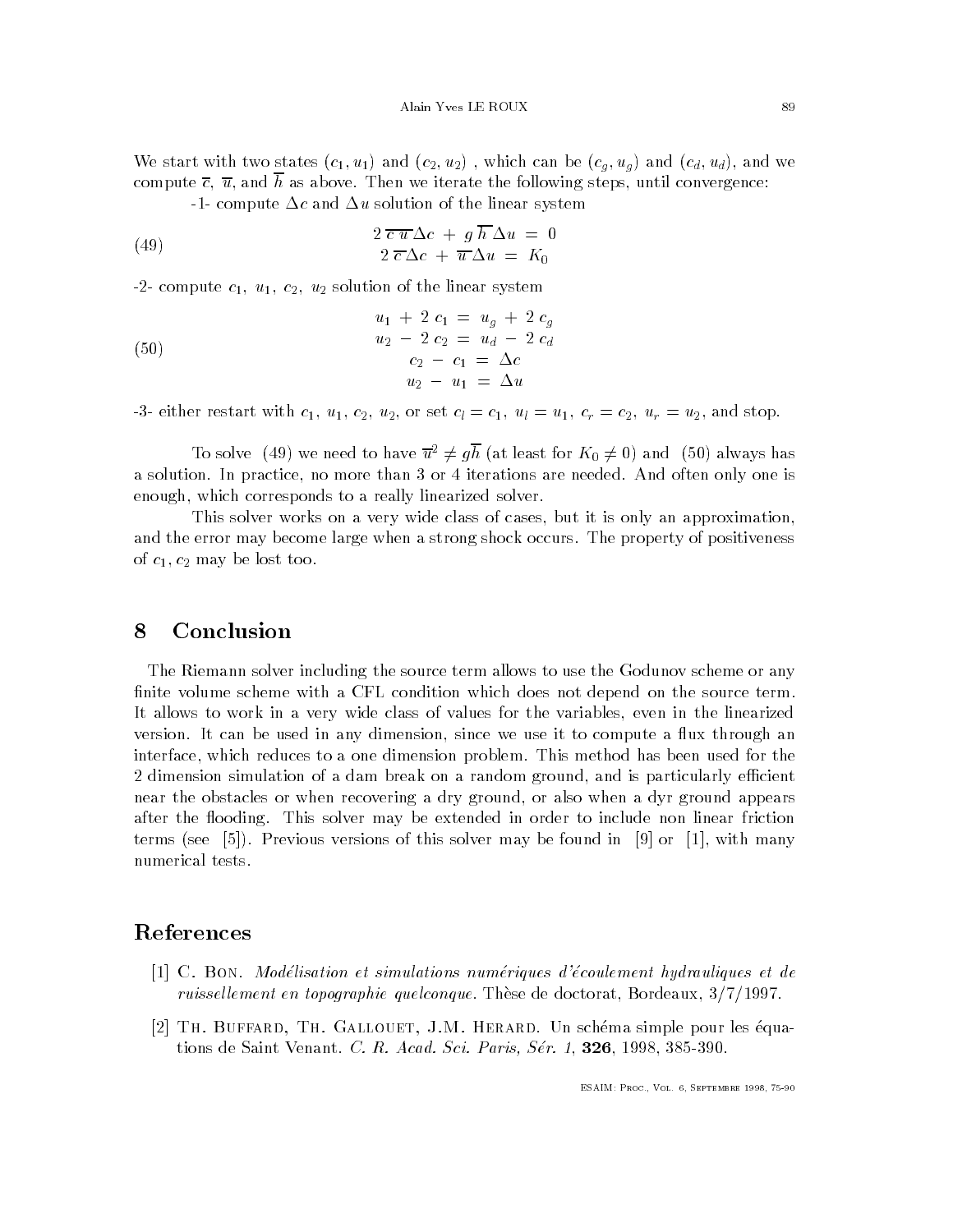We start with two states $(c_1, u_1)$ and $(c_2, u_2)$ , which can be $(c_g, u_g)$ and $(c_d, u_d)$, and we compute $\overline{c}$, $\overline{u}$, and $\overline{h}$ as above. Then we iterate the following steps, until convergence:

-1- compute $\Delta c$ and $\Delta u$ solution of the linear system

$$
\begin{aligned}
2\,\overline{c}\,\overline{u}\,\Delta c \;+\; g\,\overline{h}\,\Delta u \;&=\; 0 \\
2\,\overline{c}\,\Delta c \;+\; \overline{u}\,\Delta u \;&=\; K_0
\end{aligned}
\tag{49}
$$

-2- compute $c_1$, $u_1$, $c_2$, $u_2$ solution of the linear system

$$
\begin{aligned}
u_1 \;+\; 2\,c_1 \;&=\; u_g \;+\; 2\,c_g \\
u_2 \;-\; 2\,c_2 \;&=\; u_d \;-\; 2\,c_d \\
c_2 \;-\; c_1 \;&=\; \Delta c \\
u_2 \;-\; u_1 \;&=\; \Delta u
\end{aligned}
\tag{50}
$$

-3- either restart with $c_1$, $u_1$, $c_2$, $u_2$, or set $c_l = c_1$, $u_l = u_1$, $c_r = c_2$, $u_r = u_2$, and stop.

To solve (49) we need to have $\overline{u}^2 \neq g\overline{h}$ (at least for $K_0 \neq 0$) and (50) always has a solution. In practice, no more than 3 or 4 iterations are needed. And often only one is enough, which corresponds to a really linearized solver.

This solver works on a very wide class of cases, but it is only an approximation, and the error may become large when a strong shock occurs. The property of positiveness of $c_1, c_2$ may be lost too.

## 8 Conclusion

The Riemann solver including the source term allows to use the Godunov scheme or any finite volume scheme with a CFL condition which does not depend on the source term. It allows to work in a very wide class of values for the variables, even in the linearized version. It can be used in any dimension, since we use it to compute a flux through an interface, which reduces to a one dimension problem. This method has been used for the 2 dimension simulation of a dam break on a random ground, and is particularly efficient near the obstacles or when recovering a dry ground, or also when a dyr ground appears after the flooding. This solver may be extended in order to include non linear friction terms (see [5]). Previous versions of this solver may be found in [9] or [1], with many numerical tests.

## References

[1] C. Bon. *Modélisation et simulations numériques d'écoulement hydrauliques et de ruissellement en topographie quelconque.* Thèse de doctorat, Bordeaux, 3/7/1997.

[2] Th. Buffard, Th. Gallouet, J.M. Herard. Un schéma simple pour les équations de Saint Venant. *C. R. Acad. Sci. Paris, Sér. 1*, **326**, 1998, 385-390.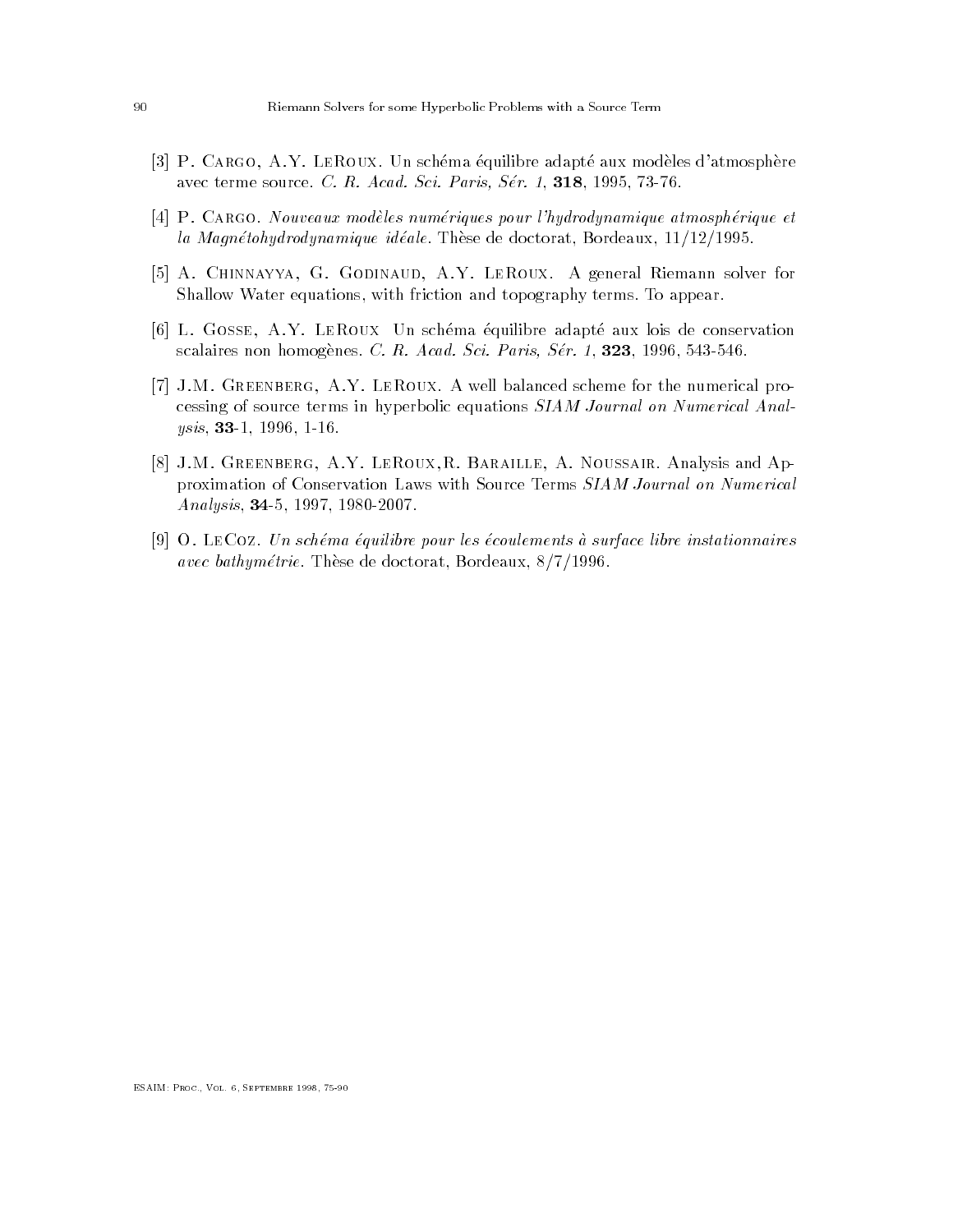[3] P. Cargo, A.Y. LeRoux. Un schéma équilibre adapté aux modèles d'atmosphère avec terme source. *C. R. Acad. Sci. Paris, Sér. 1*, **318**, 1995, 73-76.

[4] P. Cargo. *Nouveaux modèles numériques pour l'hydrodynamique atmosphérique et la Magnétohydrodynamique idéale*. Thèse de doctorat, Bordeaux, 11/12/1995.

[5] A. Chinnayya, G. Godinaud, A.Y. LeRoux. A general Riemann solver for Shallow Water equations, with friction and topography terms. To appear.

[6] L. Gosse, A.Y. LeRoux Un schéma équilibre adapté aux lois de conservation scalaires non homogènes. *C. R. Acad. Sci. Paris, Sér. 1*, **323**, 1996, 543-546.

[7] J.M. Greenberg, A.Y. LeRoux. A well balanced scheme for the numerical processing of source terms in hyperbolic equations *SIAM Journal on Numerical Analysis*, **33**-1, 1996, 1-16.

[8] J.M. Greenberg, A.Y. LeRoux, R. Baraille, A. Noussair. Analysis and Approximation of Conservation Laws with Source Terms *SIAM Journal on Numerical Analysis*, **34**-5, 1997, 1980-2007.

[9] O. LeCoz. *Un schéma équilibre pour les écoulements à surface libre instationnaires avec bathymétrie*. Thèse de doctorat, Bordeaux, 8/7/1996.